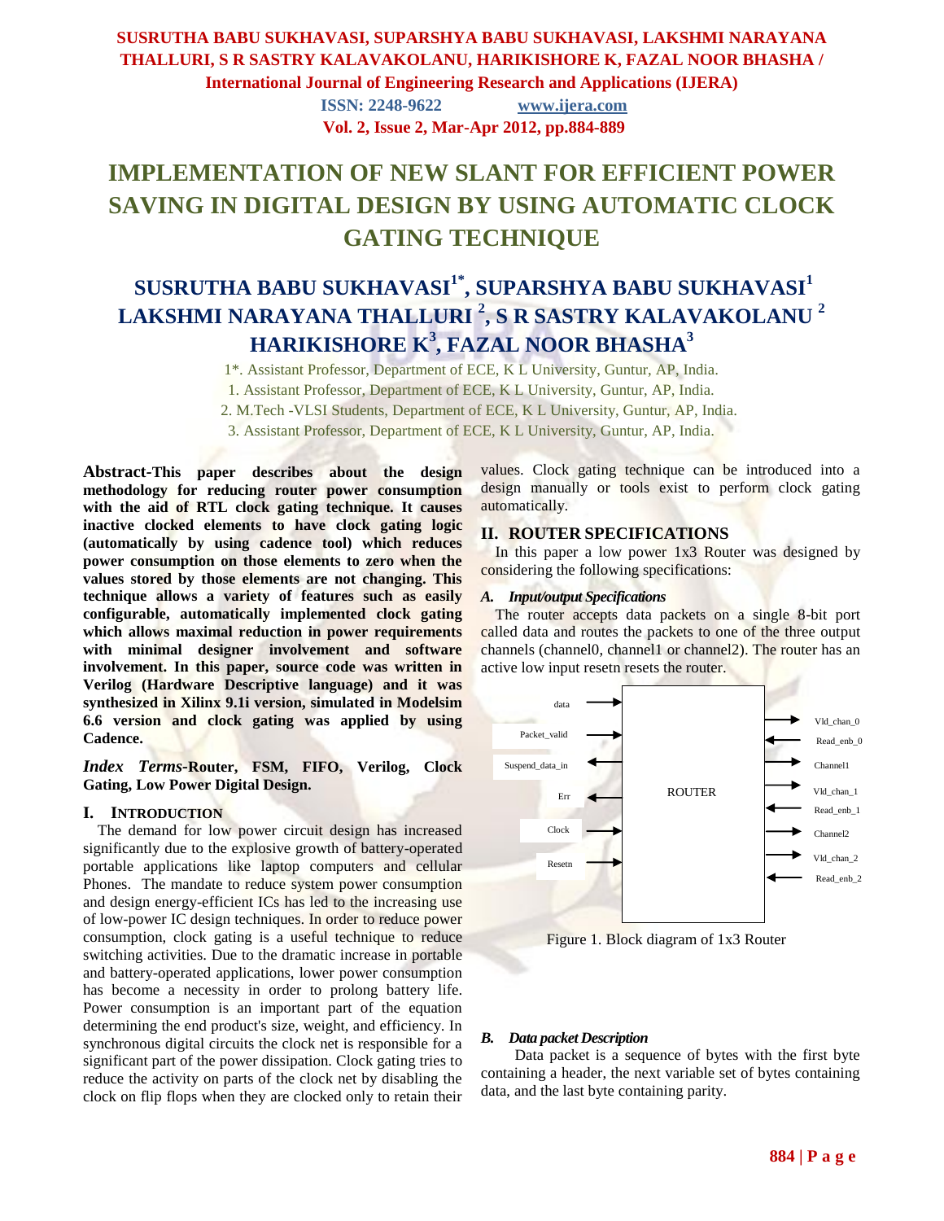# IMPLEMENTATION OF NEW SLANT FOR EFFICIENT POWER SAVING IN DIGITAL DESIGN BY USING AUTOMATIC CLOCK GATING TECHNIQUE

## SUSRUTHA BABU SUKHAVASI[1*], SUPARSHYA BABU SUKHAVASI[1] LAKSHMI NARAYANA THALLURI [2], S R SASTRY KALAVAKOLANU [2] HARIKISHORE K[3], FAZAL NOOR BHASHA[3]

1*. Assistant Professor, Department of ECE, K L University, Guntur, AP, India.
1. Assistant Professor, Department of ECE, K L University, Guntur, AP, India.
2. M.Tech -VLSI Students, Department of ECE, K L University, Guntur, AP, India.
3. Assistant Professor, Department of ECE, K L University, Guntur, AP, India.

**Abstract-This paper describes about the design methodology for reducing router power consumption with the aid of RTL clock gating technique. It causes inactive clocked elements to have clock gating logic (automatically by using cadence tool) which reduces power consumption on those elements to zero when the values stored by those elements are not changing. This technique allows a variety of features such as easily configurable, automatically implemented clock gating which allows maximal reduction in power requirements with minimal designer involvement and software involvement. In this paper, source code was written in Verilog (Hardware Descriptive language) and it was synthesized in Xilinx 9.1i version, simulated in Modelsim 6.6 version and clock gating was applied by using Cadence.**

***Index Terms*-Router, FSM, FIFO, Verilog, Clock Gating, Low Power Digital Design.**

## I. INTRODUCTION

The demand for low power circuit design has increased significantly due to the explosive growth of battery-operated portable applications like laptop computers and cellular Phones. The mandate to reduce system power consumption and design energy-efficient ICs has led to the increasing use of low-power IC design techniques. In order to reduce power consumption, clock gating is a useful technique to reduce switching activities. Due to the dramatic increase in portable and battery-operated applications, lower power consumption has become a necessity in order to prolong battery life. Power consumption is an important part of the equation determining the end product's size, weight, and efficiency. In synchronous digital circuits the clock net is responsible for a significant part of the power dissipation. Clock gating tries to reduce the activity on parts of the clock net by disabling the clock on flip flops when they are clocked only to retain their values. Clock gating technique can be introduced into a design manually or tools exist to perform clock gating automatically.

## II. ROUTER SPECIFICATIONS

In this paper a low power 1x3 Router was designed by considering the following specifications:

### *A. Input/output Specifications*

The router accepts data packets on a single 8-bit port called data and routes the packets to one of the three output channels (channel0, channel1 or channel2). The router has an active low input resetn resets the router.

Figure 1. Block diagram of 1x3 Router

### *B. Data packet Description*

Data packet is a sequence of bytes with the first byte containing a header, the next variable set of bytes containing data, and the last byte containing parity.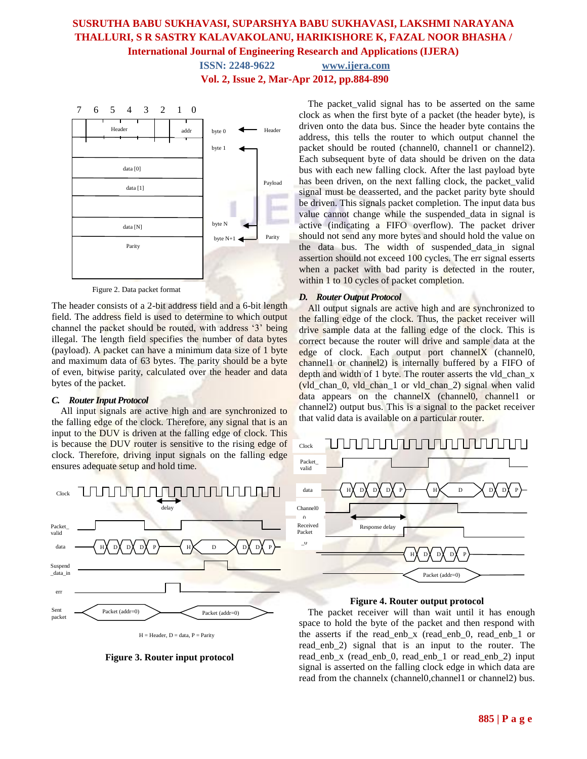Figure 2. Data packet format

The header consists of a 2-bit address field and a 6-bit length field. The address field is used to determine to which output channel the packet should be routed, with address '3' being illegal. The length field specifies the number of data bytes (payload). A packet can have a minimum data size of 1 byte and maximum data of 63 bytes. The parity should be a byte of even, bitwise parity, calculated over the header and data bytes of the packet.

### *C. Router Input Protocol*

All input signals are active high and are synchronized to the falling edge of the clock. Therefore, any signal that is an input to the DUV is driven at the falling edge of clock. This is because the DUV router is sensitive to the rising edge of clock. Therefore, driving input signals on the falling edge ensures adequate setup and hold time.

H = Header, D = data, P = Parity

**Figure 3. Router input protocol**

The packet_valid signal has to be asserted on the same clock as when the first byte of a packet (the header byte), is driven onto the data bus. Since the header byte contains the address, this tells the router to which output channel the packet should be routed (channel0, channel1 or channel2). Each subsequent byte of data should be driven on the data bus with each new falling clock. After the last payload byte has been driven, on the next falling clock, the packet_valid signal must be deasserted, and the packet parity byte should be driven. This signals packet completion. The input data bus value cannot change while the suspended_data in signal is active (indicating a FIFO overflow). The packet driver should not send any more bytes and should hold the value on the data bus. The width of suspended_data_in signal assertion should not exceed 100 cycles. The err signal esserts when a packet with bad parity is detected in the router, within 1 to 10 cycles of packet completion.

### *D. Router Output Protocol*

All output signals are active high and are synchronized to the falling edge of the clock. Thus, the packet receiver will drive sample data at the falling edge of the clock. This is correct because the router will drive and sample data at the edge of clock. Each output port channelX (channel0, channel1 or channel2) is internally buffered by a FIFO of depth and width of 1 byte. The router asserts the vld_chan_x (vld_chan_0, vld_chan_1 or vld_chan_2) signal when valid data appears on the channelX (channel0, channel1 or channel2) output bus. This is a signal to the packet receiver that valid data is available on a particular router.

**Figure 4. Router output protocol**

The packet receiver will than wait until it has enough space to hold the byte of the packet and then respond with the asserts if the read_enb_x (read_enb_0, read_enb_1 or read_enb_2) signal that is an input to the router. The read_enb_x (read_enb_0, read_enb_1 or read_enb_2) input signal is asserted on the falling clock edge in which data are read from the channelx (channel0,channel1 or channel2) bus.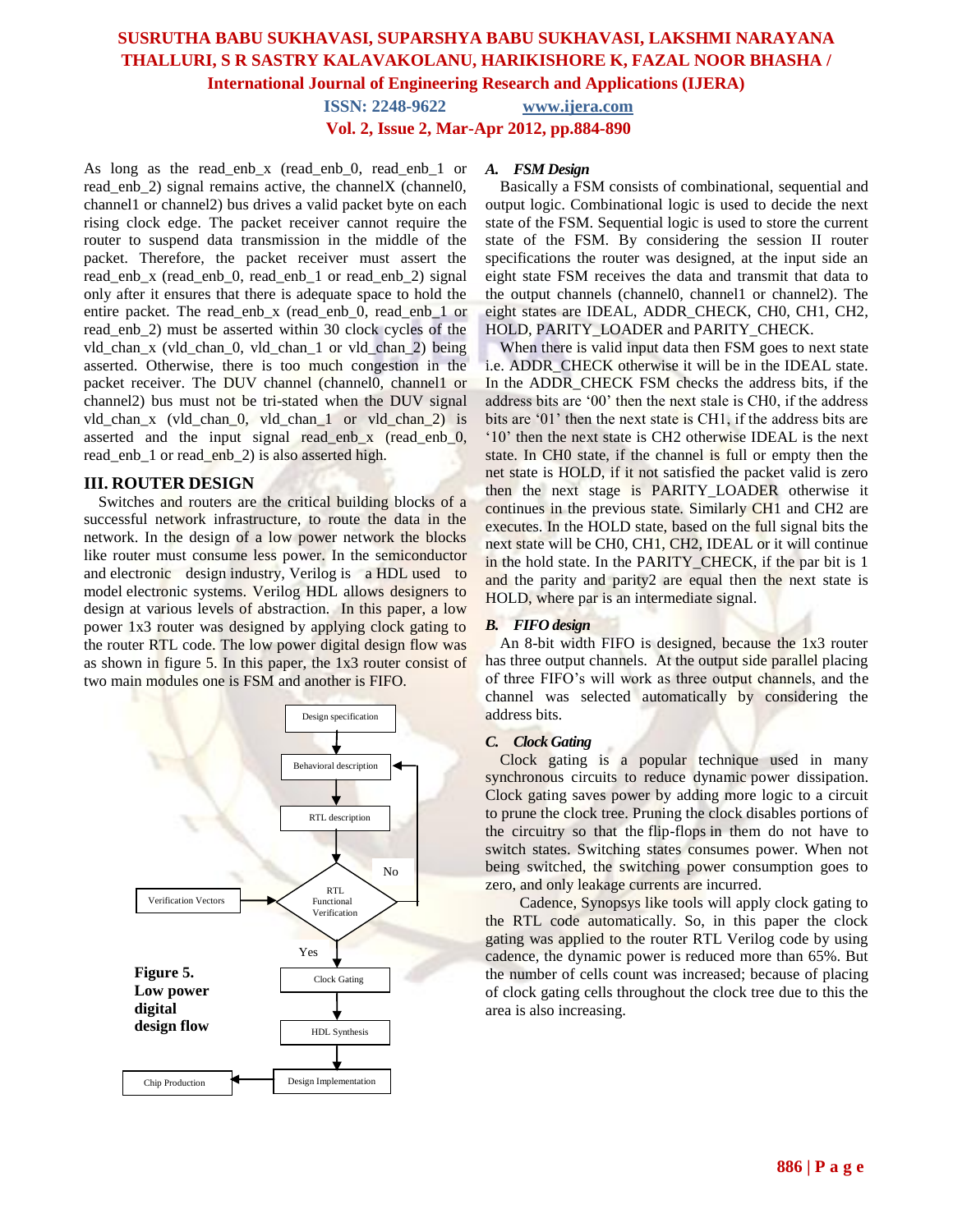As long as the read_enb_x (read_enb_0, read_enb_1 or read_enb_2) signal remains active, the channelX (channel0, channel1 or channel2) bus drives a valid packet byte on each rising clock edge. The packet receiver cannot require the router to suspend data transmission in the middle of the packet. Therefore, the packet receiver must assert the read_enb_x (read_enb_0, read_enb_1 or read_enb_2) signal only after it ensures that there is adequate space to hold the entire packet. The read_enb_x (read_enb_0, read_enb_1 or read_enb_2) must be asserted within 30 clock cycles of the vld_chan_x (vld_chan_0, vld_chan_1 or vld_chan_2) being asserted. Otherwise, there is too much congestion in the packet receiver. The DUV channel (channel0, channel1 or channel2) bus must not be tri-stated when the DUV signal vld_chan_x (vld_chan_0, vld_chan_1 or vld_chan_2) is asserted and the input signal read_enb_x (read_enb_0, read_enb_1 or read_enb_2) is also asserted high.

## III. ROUTER DESIGN

Switches and routers are the critical building blocks of a successful network infrastructure, to route the data in the network. In the design of a low power network the blocks like router must consume less power. In the semiconductor and electronic design industry, Verilog is a HDL used to model electronic systems. Verilog HDL allows designers to design at various levels of abstraction. In this paper, a low power 1x3 router was designed by applying clock gating to the router RTL code. The low power digital design flow was as shown in figure 5. In this paper, the 1x3 router consist of two main modules one is FSM and another is FIFO.

Design specification → Behavioral description → RTL description → RTL Functional Verification (with Verification Vectors; No → Behavioral description; Yes → Clock Gating) → Clock Gating → HDL Synthesis → Design Implementation → Chip Production

**Figure 5. Low power digital design flow**

### *A. FSM Design*

Basically a FSM consists of combinational, sequential and output logic. Combinational logic is used to decide the next state of the FSM. Sequential logic is used to store the current state of the FSM. By considering the session II router specifications the router was designed, at the input side an eight state FSM receives the data and transmit that data to the output channels (channel0, channel1 or channel2). The eight states are IDEAL, ADDR_CHECK, CH0, CH1, CH2, HOLD, PARITY_LOADER and PARITY_CHECK.

When there is valid input data then FSM goes to next state i.e. ADDR_CHECK otherwise it will be in the IDEAL state. In the ADDR_CHECK FSM checks the address bits, if the address bits are '00' then the next stale is CH0, if the address bits are '01' then the next state is CH1, if the address bits are '10' then the next state is CH2 otherwise IDEAL is the next state. In CH0 state, if the channel is full or empty then the net state is HOLD, if it not satisfied the packet valid is zero then the next stage is PARITY_LOADER otherwise it continues in the previous state. Similarly CH1 and CH2 are executes. In the HOLD state, based on the full signal bits the next state will be CH0, CH1, CH2, IDEAL or it will continue in the hold state. In the PARITY_CHECK, if the par bit is 1 and the parity and parity2 are equal then the next state is HOLD, where par is an intermediate signal.

### *B. FIFO design*

An 8-bit width FIFO is designed, because the 1x3 router has three output channels. At the output side parallel placing of three FIFO's will work as three output channels, and the channel was selected automatically by considering the address bits.

### *C. Clock Gating*

Clock gating is a popular technique used in many synchronous circuits to reduce dynamic power dissipation. Clock gating saves power by adding more logic to a circuit to prune the clock tree. Pruning the clock disables portions of the circuitry so that the flip-flops in them do not have to switch states. Switching states consumes power. When not being switched, the switching power consumption goes to zero, and only leakage currents are incurred.

Cadence, Synopsys like tools will apply clock gating to the RTL code automatically. So, in this paper the clock gating was applied to the router RTL Verilog code by using cadence, the dynamic power is reduced more than 65%. But the number of cells count was increased; because of placing of clock gating cells throughout the clock tree due to this the area is also increasing.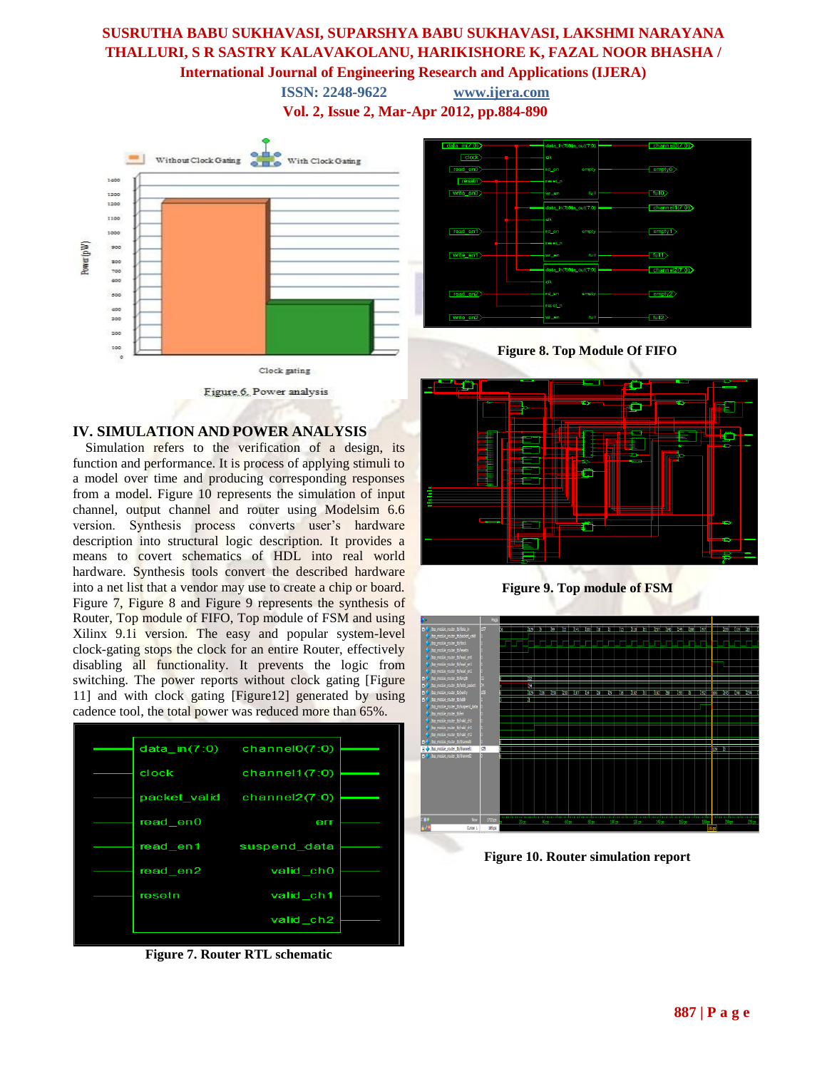Figure 6. Power analysis

## IV. SIMULATION AND POWER ANALYSIS

Simulation refers to the verification of a design, its function and performance. It is process of applying stimuli to a model over time and producing corresponding responses from a model. Figure 10 represents the simulation of input channel, output channel and router using Modelsim 6.6 version. Synthesis process converts user's hardware description into structural logic description. It provides a means to covert schematics of HDL into real world hardware. Synthesis tools convert the described hardware into a net list that a vendor may use to create a chip or board. Figure 7, Figure 8 and Figure 9 represents the synthesis of Router, Top module of FIFO, Top module of FSM and using Xilinx 9.1i version. The easy and popular system-level clock-gating stops the clock for an entire Router, effectively disabling all functionality. It prevents the logic from switching. The power reports without clock gating [Figure 11] and with clock gating [Figure12] generated by using cadence tool, the total power was reduced more than 65%.

**Figure 7. Router RTL schematic**

**Figure 8. Top Module Of FIFO**

**Figure 9. Top module of FSM**

**Figure 10. Router simulation report**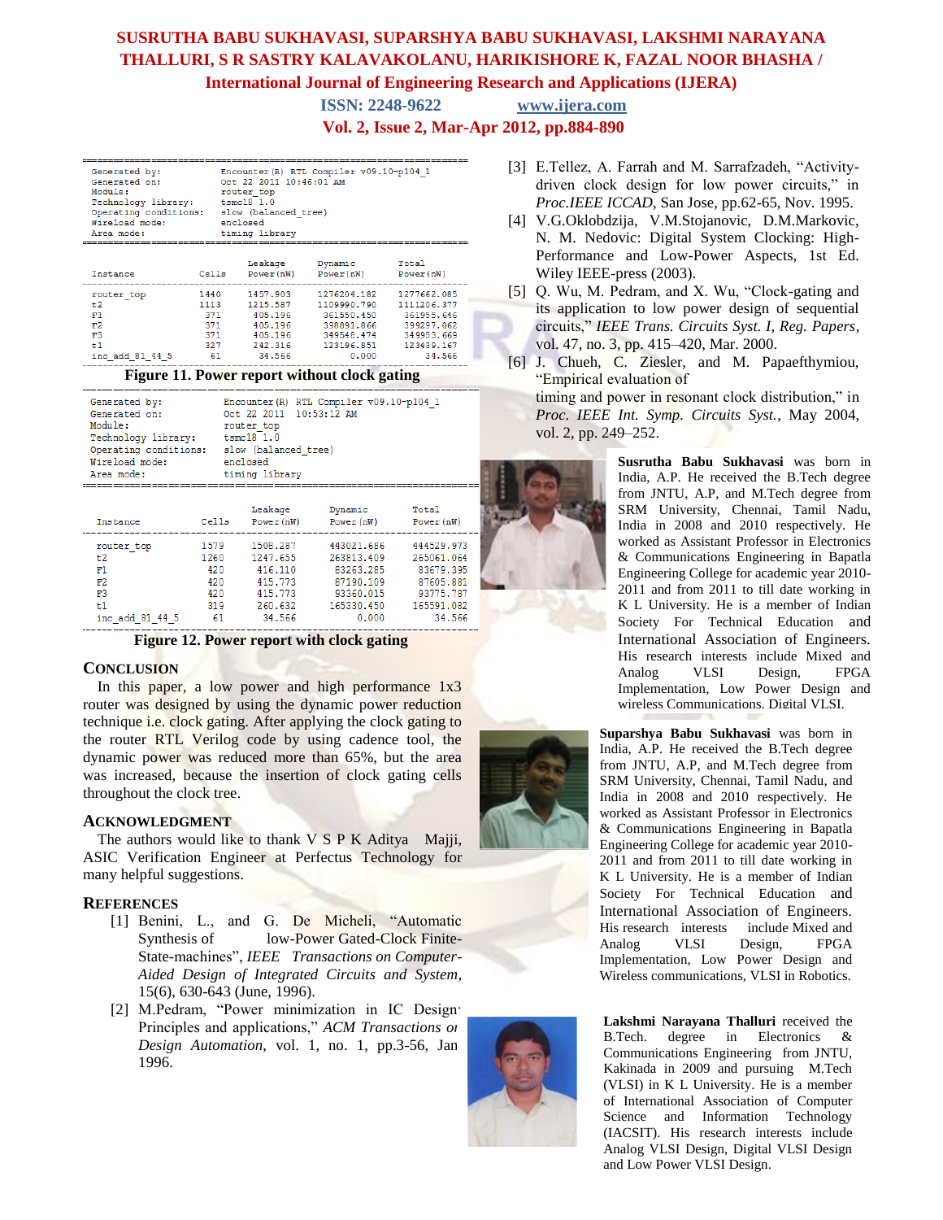```
Generated by:              Encounter(R) RTL Compiler v09.10-p104_1
Generated on:              Oct 22 2011  10:46:01 AM
Module:                    router_top
Technology library:        tsmc18 1.0
Operating conditions:      slow (balanced_tree)
Wireload mode:             enclosed
Area mode:                 timing library
```

| Instance | Cells | Leakage Power(nW) | Dynamic Power(nW) | Total Power(nW) |
|---|---|---|---|---|
| router_top | 1440 | 1457.903 | 1276204.182 | 1277662.085 |
| t2 | 1113 | 1215.587 | 1109990.790 | 1111206.377 |
| F1 | 371 | 405.196 | 361550.450 | 361955.646 |
| F2 | 371 | 405.196 | 398891.866 | 399297.062 |
| F3 | 371 | 405.196 | 349548.474 | 349953.669 |
| t1 | 327 | 242.316 | 123196.851 | 123439.167 |
| inc_add_81_44_5 | 61 | 34.566 | 0.000 | 34.566 |

**Figure 11. Power report without clock gating**

```
Generated by:              Encounter(R) RTL Compiler v09.10-p104_1
Generated on:              Oct 22 2011  10:53:12 AM
Module:                    router_top
Technology library:        tsmc18 1.0
Operating conditions:      slow (balanced_tree)
Wireload mode:             enclosed
Area mode:                 timing library
```

| Instance | Cells | Leakage Power(nW) | Dynamic Power(nW) | Total Power(nW) |
|---|---|---|---|---|
| router_top | 1579 | 1508.287 | 443021.686 | 444529.973 |
| t2 | 1260 | 1247.655 | 263813.409 | 265061.064 |
| F1 | 420 | 416.110 | 83263.285 | 83679.395 |
| F2 | 420 | 415.773 | 87190.109 | 87605.881 |
| F3 | 420 | 415.773 | 93360.015 | 93775.787 |
| t1 | 319 | 260.632 | 165330.450 | 165591.082 |
| inc_add_81_44_5 | 61 | 34.566 | 0.000 | 34.566 |

**Figure 12. Power report with clock gating**

## CONCLUSION

In this paper, a low power and high performance 1x3 router was designed by using the dynamic power reduction technique i.e. clock gating. After applying the clock gating to the router RTL Verilog code by using cadence tool, the dynamic power was reduced more than 65%, but the area was increased, because the insertion of clock gating cells throughout the clock tree.

## ACKNOWLEDGMENT

The authors would like to thank V S P K Aditya Majji, ASIC Verification Engineer at Perfectus Technology for many helpful suggestions.

## REFERENCES

[1] Benini, L., and G. De Micheli, "Automatic Synthesis of low-Power Gated-Clock Finite-State-machines", *IEEE Transactions on Computer-Aided Design of Integrated Circuits and System*, 15(6), 630-643 (June, 1996).

[2] M.Pedram, "Power minimization in IC Design: Principles and applications," *ACM Transactions on Design Automation*, vol. 1, no. 1, pp.3-56, Jan 1996.

[3] E.Tellez, A. Farrah and M. Sarrafzadeh, "Activity-driven clock design for low power circuits," in *Proc.IEEE ICCAD*, San Jose, pp.62-65, Nov. 1995.

[4] V.G.Oklobdzija, V.M.Stojanovic, D.M.Markovic, N. M. Nedovic: Digital System Clocking: High-Performance and Low-Power Aspects, 1st Ed. Wiley IEEE-press (2003).

[5] Q. Wu, M. Pedram, and X. Wu, "Clock-gating and its application to low power design of sequential circuits," *IEEE Trans. Circuits Syst. I, Reg. Papers*, vol. 47, no. 3, pp. 415–420, Mar. 2000.

[6] J. Chueh, C. Ziesler, and M. Papaefthymiou, "Empirical evaluation of timing and power in resonant clock distribution," in *Proc. IEEE Int. Symp. Circuits Syst.*, May 2004, vol. 2, pp. 249–252.

**Susrutha Babu Sukhavasi** was born in India, A.P. He received the B.Tech degree from JNTU, A.P, and M.Tech degree from SRM University, Chennai, Tamil Nadu, India in 2008 and 2010 respectively. He worked as Assistant Professor in Electronics & Communications Engineering in Bapatla Engineering College for academic year 2010-2011 and from 2011 to till date working in K L University. He is a member of Indian Society For Technical Education and International Association of Engineers. His research interests include Mixed and Analog VLSI Design, FPGA Implementation, Low Power Design and wireless Communications, Digital VLSI.

**Suparshya Babu Sukhavasi** was born in India, A.P. He received the B.Tech degree from JNTU, A.P, and M.Tech degree from SRM University, Chennai, Tamil Nadu, and India in 2008 and 2010 respectively. He worked as Assistant Professor in Electronics & Communications Engineering in Bapatla Engineering College for academic year 2010-2011 and from 2011 to till date working in K L University. He is a member of Indian Society For Technical Education and International Association of Engineers. His research interests include Mixed and Analog VLSI Design, FPGA Implementation, Low Power Design and Wireless communications, VLSI in Robotics.

**Lakshmi Narayana Thalluri** received the B.Tech. degree in Electronics & Communications Engineering from JNTU, Kakinada in 2009 and pursuing M.Tech (VLSI) in K L University. He is a member of International Association of Computer Science and Information Technology (IACSIT). His research interests include Analog VLSI Design, Digital VLSI Design and Low Power VLSI Design.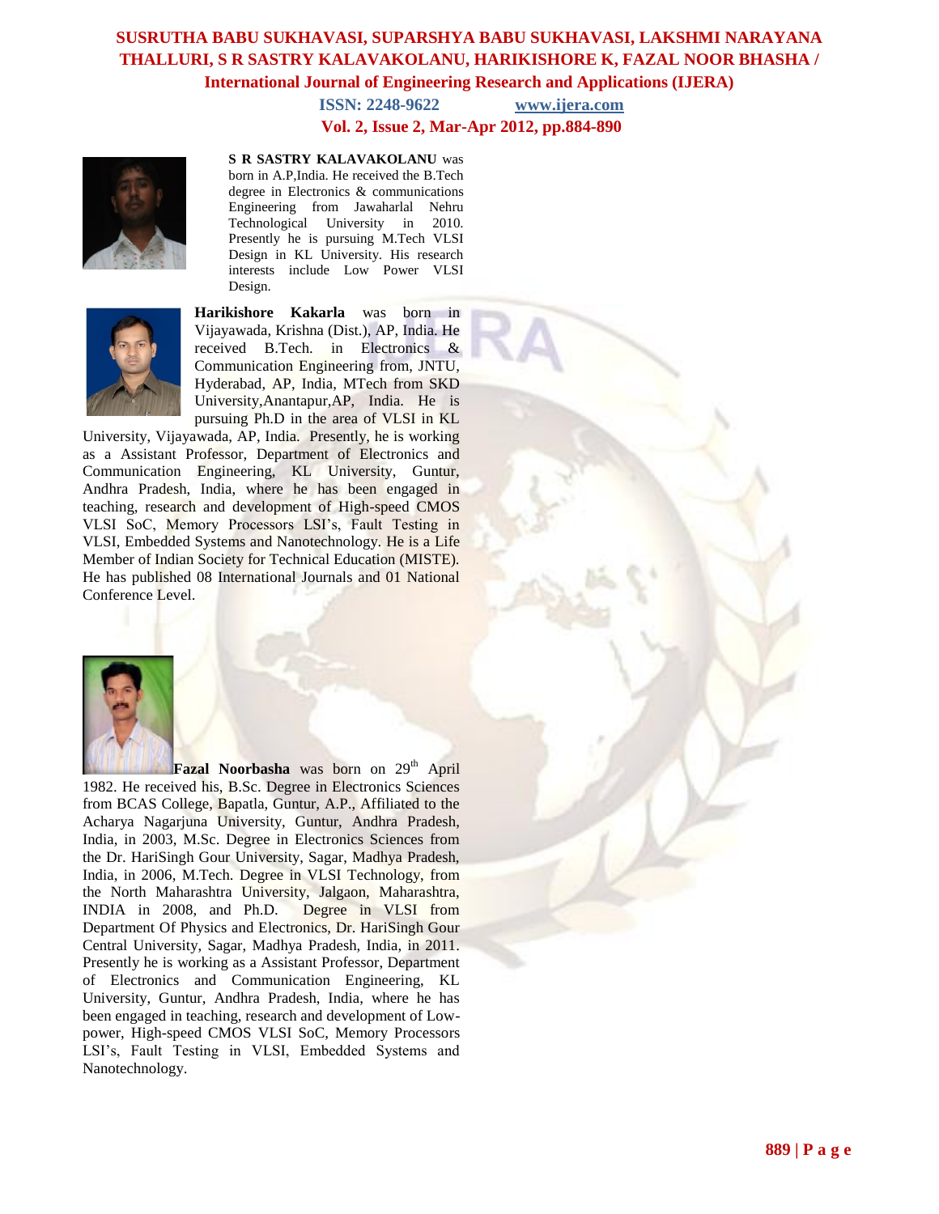**S R SASTRY KALAVAKOLANU** was born in A.P,India. He received the B.Tech degree in Electronics & communications Engineering from Jawaharlal Nehru Technological University in 2010. Presently he is pursuing M.Tech VLSI Design in KL University. His research interests include Low Power VLSI Design.

**Harikishore Kakarla** was born in Vijayawada, Krishna (Dist.), AP, India. He received B.Tech. in Electronics & Communication Engineering from, JNTU, Hyderabad, AP, India, MTech from SKD University,Anantapur,AP, India. He is pursuing Ph.D in the area of VLSI in KL University, Vijayawada, AP, India. Presently, he is working as a Assistant Professor, Department of Electronics and Communication Engineering, KL University, Guntur, Andhra Pradesh, India, where he has been engaged in teaching, research and development of High-speed CMOS VLSI SoC, Memory Processors LSI's, Fault Testing in VLSI, Embedded Systems and Nanotechnology. He is a Life Member of Indian Society for Technical Education (MISTE). He has published 08 International Journals and 01 National Conference Level.

**Fazal Noorbasha** was born on 29th April 1982. He received his, B.Sc. Degree in Electronics Sciences from BCAS College, Bapatla, Guntur, A.P., Affiliated to the Acharya Nagarjuna University, Guntur, Andhra Pradesh, India, in 2003, M.Sc. Degree in Electronics Sciences from the Dr. HariSingh Gour University, Sagar, Madhya Pradesh, India, in 2006, M.Tech. Degree in VLSI Technology, from the North Maharashtra University, Jalgaon, Maharashtra, INDIA in 2008, and Ph.D. Degree in VLSI from Department Of Physics and Electronics, Dr. HariSingh Gour Central University, Sagar, Madhya Pradesh, India, in 2011. Presently he is working as a Assistant Professor, Department of Electronics and Communication Engineering, KL University, Guntur, Andhra Pradesh, India, where he has been engaged in teaching, research and development of Low-power, High-speed CMOS VLSI SoC, Memory Processors LSI's, Fault Testing in VLSI, Embedded Systems and Nanotechnology.